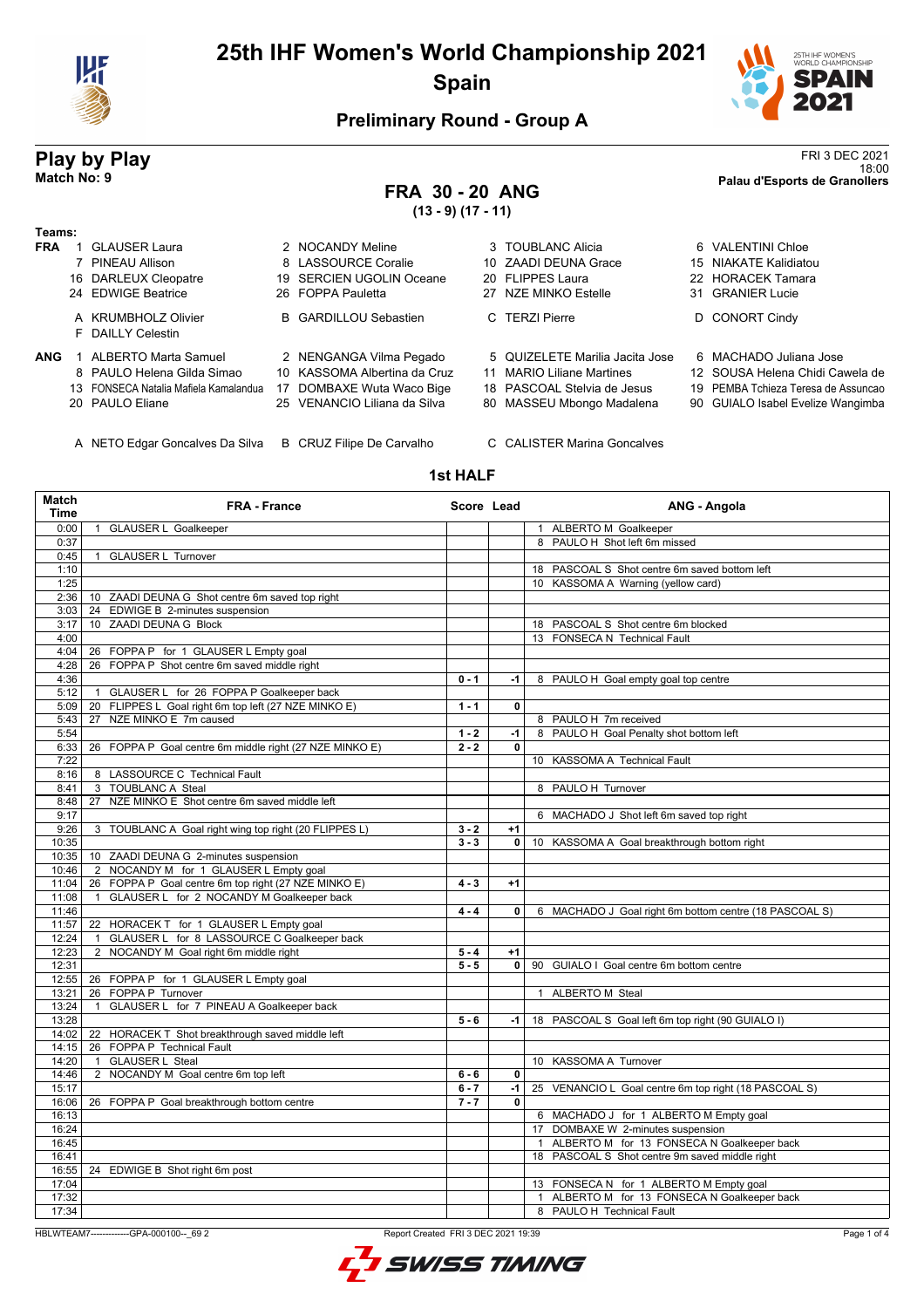# 25th IHF Women's World Championship 2021

## Spain

### Preliminary Round - Group A

**Play by Play**
**Match No: 9**

FRI 3 DEC 2021
18:00
**Palau d'Esports de Granollers**

## FRA 30 - 20 ANG

**(13 - 9) (17 - 11)**

**Teams:**

**FRA**
1 GLAUSER Laura, 2 NOCANDY Meline, 3 TOUBLANC Alicia, 6 VALENTINI Chloe, 7 PINEAU Allison, 8 LASSOURCE Coralie, 10 ZAADI DEUNA Grace, 15 NIAKATE Kalidiatou, 16 DARLEUX Cleopatre, 19 SERCIEN UGOLIN Oceane, 20 FLIPPES Laura, 22 HORACEK Tamara, 24 EDWIGE Beatrice, 26 FOPPA Pauletta, 27 NZE MINKO Estelle, 31 GRANIER Lucie

A KRUMBHOLZ Olivier, B GARDILLOU Sebastien, C TERZI Pierre, D CONORT Cindy, F DAILLY Celestin

**ANG**
1 ALBERTO Marta Samuel, 2 NENGANGA Vilma Pegado, 5 QUIZELETE Marilia Jacita Jose, 6 MACHADO Juliana Jose, 8 PAULO Helena Gilda Simao, 10 KASSOMA Albertina da Cruz, 11 MARIO Liliane Martines, 12 SOUSA Helena Chidi Cawela de, 13 FONSECA Natalia Mafiela Kamalandua, 17 DOMBAXE Wuta Waco Bige, 18 PASCOAL Stelvia de Jesus, 19 PEMBA Tchieza Teresa de Assuncao, 20 PAULO Eliane, 25 VENANCIO Liliana da Silva, 80 MASSEU Mbongo Madalena, 90 GUIALO Isabel Evelize Wangimba

A NETO Edgar Goncalves Da Silva, B CRUZ Filipe De Carvalho, C CALISTER Marina Goncalves

### 1st HALF

| Match Time | FRA - France | Score | Lead | ANG - Angola |
|---|---|---|---|---|
| 0:00 | 1 GLAUSER L Goalkeeper | | | 1 ALBERTO M Goalkeeper |
| 0:37 | | | | 8 PAULO H Shot left 6m missed |
| 0:45 | 1 GLAUSER L Turnover | | | |
| 1:10 | | | | 18 PASCOAL S Shot centre 6m saved bottom left |
| 1:25 | | | | 10 KASSOMA A Warning (yellow card) |
| 2:36 | 10 ZAADI DEUNA G Shot centre 6m saved top right | | | |
| 3:03 | 24 EDWIGE B 2-minutes suspension | | | |
| 3:17 | 10 ZAADI DEUNA G Block | | | 18 PASCOAL S Shot centre 6m blocked |
| 4:00 | | | | 13 FONSECA N Technical Fault |
| 4:04 | 26 FOPPA P for 1 GLAUSER L Empty goal | | | |
| 4:28 | 26 FOPPA P Shot centre 6m saved middle right | | | |
| 4:36 | | 0 - 1 | -1 | 8 PAULO H Goal empty goal top centre |
| 5:12 | 1 GLAUSER L for 26 FOPPA P Goalkeeper back | | | |
| 5:09 | 20 FLIPPES L Goal right 6m top left (27 NZE MINKO E) | 1 - 1 | 0 | |
| 5:43 | 27 NZE MINKO E 7m caused | | | 8 PAULO H 7m received |
| 5:54 | | 1 - 2 | -1 | 8 PAULO H Goal Penalty shot bottom left |
| 6:33 | 26 FOPPA P Goal centre 6m middle right (27 NZE MINKO E) | 2 - 2 | 0 | |
| 7:22 | | | | 10 KASSOMA A Technical Fault |
| 8:16 | 8 LASSOURCE C Technical Fault | | | |
| 8:41 | 3 TOUBLANC A Steal | | | 8 PAULO H Turnover |
| 8:48 | 27 NZE MINKO E Shot centre 6m saved middle left | | | |
| 9:17 | | | | 6 MACHADO J Shot left 6m saved top right |
| 9:26 | 3 TOUBLANC A Goal right wing top right (20 FLIPPES L) | 3 - 2 | +1 | |
| 10:35 | | 3 - 3 | 0 | 10 KASSOMA A Goal breakthrough bottom right |
| 10:35 | 10 ZAADI DEUNA G 2-minutes suspension | | | |
| 10:46 | 2 NOCANDY M for 1 GLAUSER L Empty goal | | | |
| 11:04 | 26 FOPPA P Goal centre 6m top right (27 NZE MINKO E) | 4 - 3 | +1 | |
| 11:08 | 1 GLAUSER L for 2 NOCANDY M Goalkeeper back | | | |
| 11:46 | | 4 - 4 | 0 | 6 MACHADO J Goal right 6m bottom centre (18 PASCOAL S) |
| 11:57 | 22 HORACEK T for 1 GLAUSER L Empty goal | | | |
| 12:24 | 1 GLAUSER L for 8 LASSOURCE C Goalkeeper back | | | |
| 12:23 | 2 NOCANDY M Goal right 6m middle right | 5 - 4 | +1 | |
| 12:31 | | 5 - 5 | 0 | 90 GUIALO I Goal centre 6m bottom centre |
| 12:55 | 26 FOPPA P for 1 GLAUSER L Empty goal | | | |
| 13:21 | 26 FOPPA P Turnover | | | 1 ALBERTO M Steal |
| 13:24 | 1 GLAUSER L for 7 PINEAU A Goalkeeper back | | | |
| 13:28 | | 5 - 6 | -1 | 18 PASCOAL S Goal left 6m top right (90 GUIALO I) |
| 14:02 | 22 HORACEK T Shot breakthrough saved middle left | | | |
| 14:15 | 26 FOPPA P Technical Fault | | | |
| 14:20 | 1 GLAUSER L Steal | | | 10 KASSOMA A Turnover |
| 14:46 | 2 NOCANDY M Goal centre 6m top left | 6 - 6 | 0 | |
| 15:17 | | 6 - 7 | -1 | 25 VENANCIO L Goal centre 6m top right (18 PASCOAL S) |
| 16:06 | 26 FOPPA P Goal breakthrough bottom centre | 7 - 7 | 0 | |
| 16:13 | | | | 6 MACHADO J for 1 ALBERTO M Empty goal |
| 16:24 | | | | 17 DOMBAXE W 2-minutes suspension |
| 16:45 | | | | 1 ALBERTO M for 13 FONSECA N Goalkeeper back |
| 16:41 | | | | 18 PASCOAL S Shot centre 9m saved middle right |
| 16:55 | 24 EDWIGE B Shot right 6m post | | | |
| 17:04 | | | | 13 FONSECA N for 1 ALBERTO M Empty goal |
| 17:32 | | | | 1 ALBERTO M for 13 FONSECA N Goalkeeper back |
| 17:34 | | | | 8 PAULO H Technical Fault |

HBLWTEAM7-------------GPA-000100--_69 2 Report Created FRI 3 DEC 2021 19:39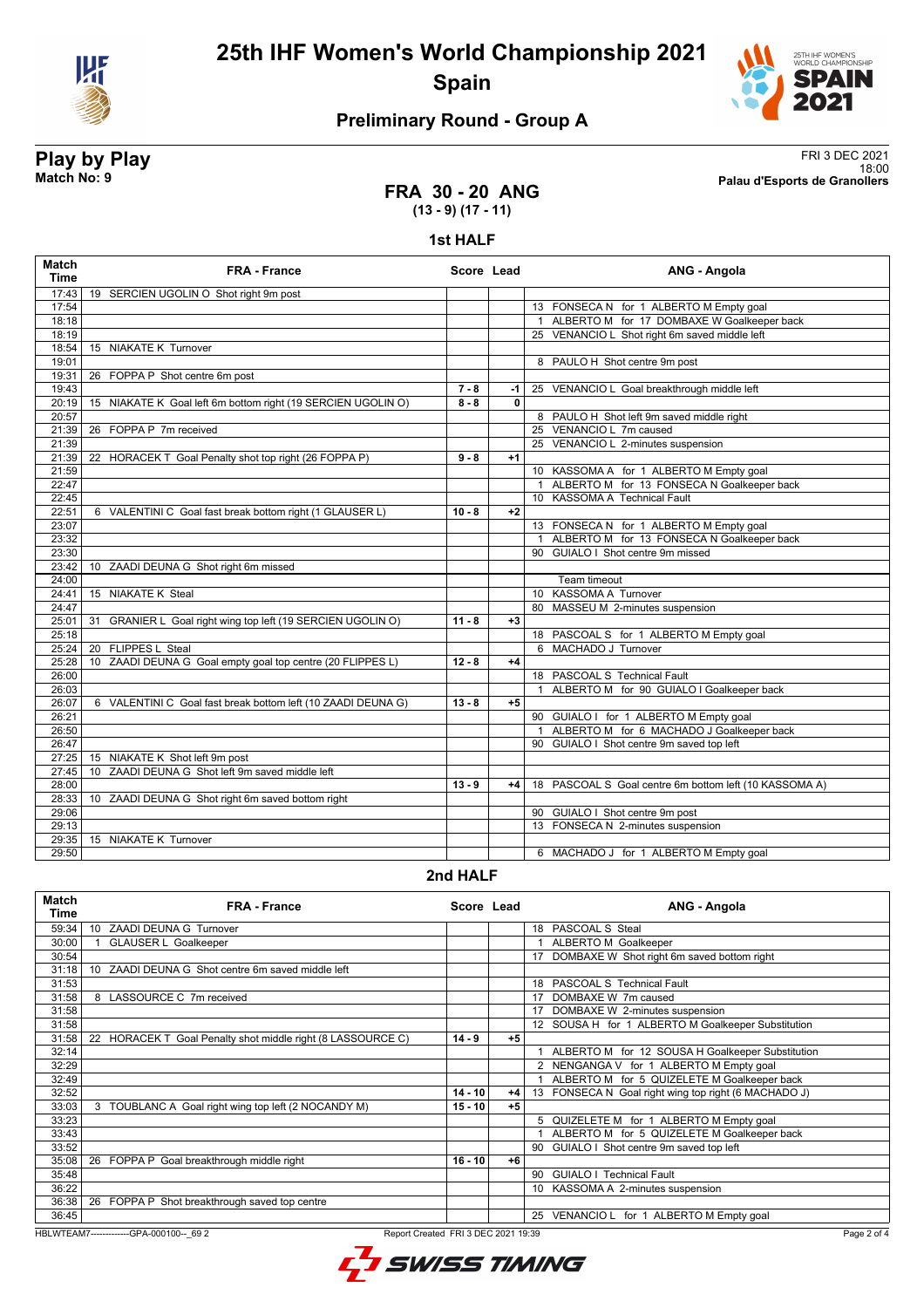# 25th IHF Women's World Championship 2021

**Spain**

## Preliminary Round - Group A

**Play by Play**
**Match No: 9**

FRI 3 DEC 2021
18:00
**Palau d'Esports de Granollers**

### FRA 30 - 20 ANG
**(13 - 9) (17 - 11)**

### 1st HALF

| Match Time | FRA - France | Score | Lead | ANG - Angola |
|---|---|---|---|---|
| 17:43 | 19 SERCIEN UGOLIN O Shot right 9m post | | | |
| 17:54 | | | | 13 FONSECA N for 1 ALBERTO M Empty goal |
| 18:18 | | | | 1 ALBERTO M for 17 DOMBAXE W Goalkeeper back |
| 18:19 | | | | 25 VENANCIO L Shot right 6m saved middle left |
| 18:54 | 15 NIAKATE K Turnover | | | |
| 19:01 | | | | 8 PAULO H Shot centre 9m post |
| 19:31 | 26 FOPPA P Shot centre 6m post | | | |
| 19:43 | | 7 - 8 | -1 | 25 VENANCIO L Goal breakthrough middle left |
| 20:19 | 15 NIAKATE K Goal left 6m bottom right (19 SERCIEN UGOLIN O) | 8 - 8 | 0 | |
| 20:57 | | | | 8 PAULO H Shot left 9m saved middle right |
| 21:39 | 26 FOPPA P 7m received | | | 25 VENANCIO L 7m caused |
| 21:39 | | | | 25 VENANCIO L 2-minutes suspension |
| 21:39 | 22 HORACEK T Goal Penalty shot top right (26 FOPPA P) | 9 - 8 | +1 | |
| 21:59 | | | | 10 KASSOMA A for 1 ALBERTO M Empty goal |
| 22:47 | | | | 1 ALBERTO M for 13 FONSECA N Goalkeeper back |
| 22:45 | | | | 10 KASSOMA A Technical Fault |
| 22:51 | 6 VALENTINI C Goal fast break bottom right (1 GLAUSER L) | 10 - 8 | +2 | |
| 23:07 | | | | 13 FONSECA N for 1 ALBERTO M Empty goal |
| 23:32 | | | | 1 ALBERTO M for 13 FONSECA N Goalkeeper back |
| 23:30 | | | | 90 GUIALO I Shot centre 9m missed |
| 23:42 | 10 ZAADI DEUNA G Shot right 6m missed | | | |
| 24:00 | | | | Team timeout |
| 24:41 | 15 NIAKATE K Steal | | | 10 KASSOMA A Turnover |
| 24:47 | | | | 80 MASSEU M 2-minutes suspension |
| 25:01 | 31 GRANIER L Goal right wing top left (19 SERCIEN UGOLIN O) | 11 - 8 | +3 | |
| 25:18 | | | | 18 PASCOAL S for 1 ALBERTO M Empty goal |
| 25:24 | 20 FLIPPES L Steal | | | 6 MACHADO J Turnover |
| 25:28 | 10 ZAADI DEUNA G Goal empty goal top centre (20 FLIPPES L) | 12 - 8 | +4 | |
| 26:00 | | | | 18 PASCOAL S Technical Fault |
| 26:03 | | | | 1 ALBERTO M for 90 GUIALO I Goalkeeper back |
| 26:07 | 6 VALENTINI C Goal fast break bottom left (10 ZAADI DEUNA G) | 13 - 8 | +5 | |
| 26:21 | | | | 90 GUIALO I for 1 ALBERTO M Empty goal |
| 26:50 | | | | 1 ALBERTO M for 6 MACHADO J Goalkeeper back |
| 26:47 | | | | 90 GUIALO I Shot centre 9m saved top left |
| 27:25 | 15 NIAKATE K Shot left 9m post | | | |
| 27:45 | 10 ZAADI DEUNA G Shot left 9m saved middle left | | | |
| 28:00 | | 13 - 9 | +4 | 18 PASCOAL S Goal centre 6m bottom left (10 KASSOMA A) |
| 28:33 | 10 ZAADI DEUNA G Shot right 6m saved bottom right | | | |
| 29:06 | | | | 90 GUIALO I Shot centre 9m post |
| 29:13 | | | | 13 FONSECA N 2-minutes suspension |
| 29:35 | 15 NIAKATE K Turnover | | | |
| 29:50 | | | | 6 MACHADO J for 1 ALBERTO M Empty goal |

### 2nd HALF

| Match Time | FRA - France | Score | Lead | ANG - Angola |
|---|---|---|---|---|
| 59:34 | 10 ZAADI DEUNA G Turnover | | | 18 PASCOAL S Steal |
| 30:00 | 1 GLAUSER L Goalkeeper | | | 1 ALBERTO M Goalkeeper |
| 30:54 | | | | 17 DOMBAXE W Shot right 6m saved bottom right |
| 31:18 | 10 ZAADI DEUNA G Shot centre 6m saved middle left | | | |
| 31:53 | | | | 18 PASCOAL S Technical Fault |
| 31:58 | 8 LASSOURCE C 7m received | | | 17 DOMBAXE W 7m caused |
| 31:58 | | | | 17 DOMBAXE W 2-minutes suspension |
| 31:58 | | | | 12 SOUSA H for 1 ALBERTO M Goalkeeper Substitution |
| 31:58 | 22 HORACEK T Goal Penalty shot middle right (8 LASSOURCE C) | 14 - 9 | +5 | |
| 32:14 | | | | 1 ALBERTO M for 12 SOUSA H Goalkeeper Substitution |
| 32:29 | | | | 2 NENGANGA V for 1 ALBERTO M Empty goal |
| 32:49 | | | | 1 ALBERTO M for 5 QUIZELETE M Goalkeeper back |
| 32:52 | | 14 - 10 | +4 | 13 FONSECA N Goal right wing top right (6 MACHADO J) |
| 33:03 | 3 TOUBLANC A Goal right wing top left (2 NOCANDY M) | 15 - 10 | +5 | |
| 33:23 | | | | 5 QUIZELETE M for 1 ALBERTO M Empty goal |
| 33:43 | | | | 1 ALBERTO M for 5 QUIZELETE M Goalkeeper back |
| 33:52 | | | | 90 GUIALO I Shot centre 9m saved top left |
| 35:08 | 26 FOPPA P Goal breakthrough middle right | 16 - 10 | +6 | |
| 35:48 | | | | 90 GUIALO I Technical Fault |
| 36:22 | | | | 10 KASSOMA A 2-minutes suspension |
| 36:38 | 26 FOPPA P Shot breakthrough saved top centre | | | |
| 36:45 | | | | 25 VENANCIO L for 1 ALBERTO M Empty goal |

HBLWTEAM7-------------GPA-000100--_69 2 Report Created FRI 3 DEC 2021 19:39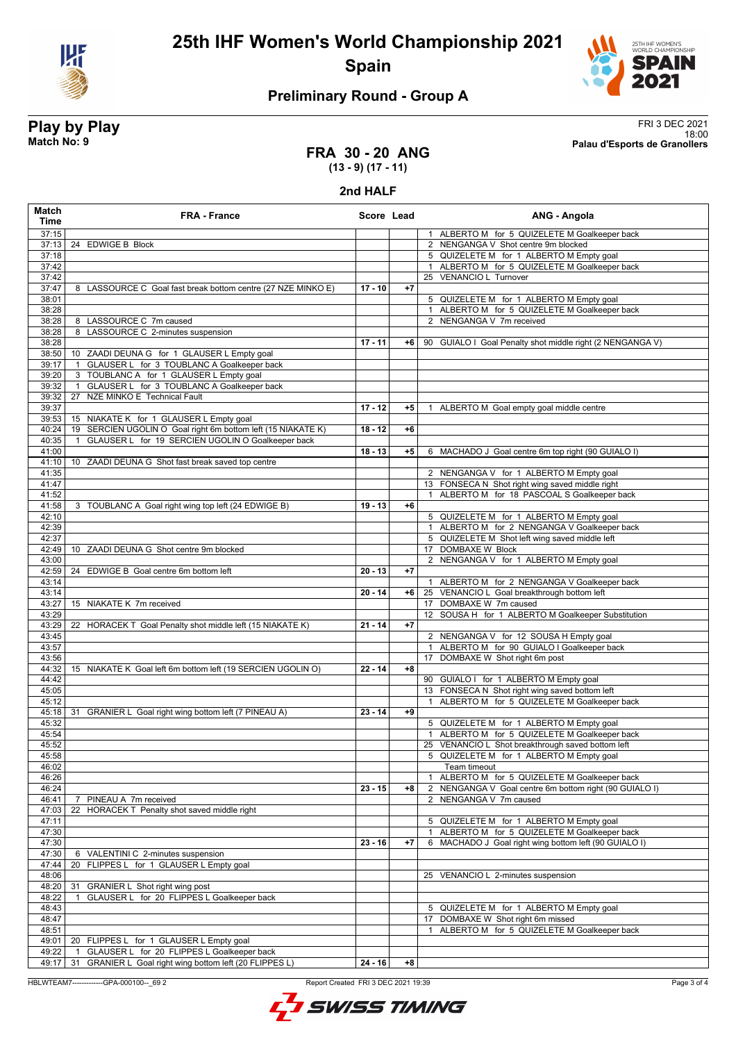# 25th IHF Women's World Championship 2021

## Spain

### Preliminary Round - Group A

**Play by Play**
**Match No: 9**

FRI 3 DEC 2021
18:00
**Palau d'Esports de Granollers**

## FRA 30 - 20 ANG
**(13 - 9) (17 - 11)**

### 2nd HALF

| Match Time | FRA - France | Score | Lead | ANG - Angola |
|---|---|---|---|---|
| 37:15 | | | | 1 ALBERTO M for 5 QUIZELETE M Goalkeeper back |
| 37:13 | 24 EDWIGE B Block | | | 2 NENGANGA V Shot centre 9m blocked |
| 37:18 | | | | 5 QUIZELETE M for 1 ALBERTO M Empty goal |
| 37:42 | | | | 1 ALBERTO M for 5 QUIZELETE M Goalkeeper back |
| 37:42 | | | | 25 VENANCIO L Turnover |
| 37:47 | 8 LASSOURCE C Goal fast break bottom centre (27 NZE MINKO E) | 17 - 10 | +7 | |
| 38:01 | | | | 5 QUIZELETE M for 1 ALBERTO M Empty goal |
| 38:28 | | | | 1 ALBERTO M for 5 QUIZELETE M Goalkeeper back |
| 38:28 | 8 LASSOURCE C 7m caused | | | 2 NENGANGA V 7m received |
| 38:28 | 8 LASSOURCE C 2-minutes suspension | | | |
| 38:28 | | 17 - 11 | +6 | 90 GUIALO I Goal Penalty shot middle right (2 NENGANGA V) |
| 38:50 | 10 ZAADI DEUNA G for 1 GLAUSER L Empty goal | | | |
| 39:17 | 1 GLAUSER L for 3 TOUBLANC A Goalkeeper back | | | |
| 39:20 | 3 TOUBLANC A for 1 GLAUSER L Empty goal | | | |
| 39:32 | 1 GLAUSER L for 3 TOUBLANC A Goalkeeper back | | | |
| 39:32 | 27 NZE MINKO E Technical Fault | | | |
| 39:37 | | 17 - 12 | +5 | 1 ALBERTO M Goal empty goal middle centre |
| 39:53 | 15 NIAKATE K for 1 GLAUSER L Empty goal | | | |
| 40:24 | 19 SERCIEN UGOLIN O Goal right 6m bottom left (15 NIAKATE K) | 18 - 12 | +6 | |
| 40:35 | 1 GLAUSER L for 19 SERCIEN UGOLIN O Goalkeeper back | | | |
| 41:00 | | 18 - 13 | +5 | 6 MACHADO J Goal centre 6m top right (90 GUIALO I) |
| 41:10 | 10 ZAADI DEUNA G Shot fast break saved top centre | | | |
| 41:35 | | | | 2 NENGANGA V for 1 ALBERTO M Empty goal |
| 41:47 | | | | 13 FONSECA N Shot right wing saved middle right |
| 41:52 | | | | 1 ALBERTO M for 18 PASCOAL S Goalkeeper back |
| 41:58 | 3 TOUBLANC A Goal right wing top left (24 EDWIGE B) | 19 - 13 | +6 | |
| 42:10 | | | | 5 QUIZELETE M for 1 ALBERTO M Empty goal |
| 42:39 | | | | 1 ALBERTO M for 2 NENGANGA V Goalkeeper back |
| 42:37 | | | | 5 QUIZELETE M Shot left wing saved middle left |
| 42:49 | 10 ZAADI DEUNA G Shot centre 9m blocked | | | 17 DOMBAXE W Block |
| 43:00 | | | | 2 NENGANGA V for 1 ALBERTO M Empty goal |
| 42:59 | 24 EDWIGE B Goal centre 6m bottom left | 20 - 13 | +7 | |
| 43:14 | | | | 1 ALBERTO M for 2 NENGANGA V Goalkeeper back |
| 43:14 | | 20 - 14 | +6 | 25 VENANCIO L Goal breakthrough bottom left |
| 43:27 | 15 NIAKATE K 7m received | | | 17 DOMBAXE W 7m caused |
| 43:29 | | | | 12 SOUSA H for 1 ALBERTO M Goalkeeper Substitution |
| 43:29 | 22 HORACEK T Goal Penalty shot middle left (15 NIAKATE K) | 21 - 14 | +7 | |
| 43:45 | | | | 2 NENGANGA V for 12 SOUSA H Empty goal |
| 43:57 | | | | 1 ALBERTO M for 90 GUIALO I Goalkeeper back |
| 43:56 | | | | 17 DOMBAXE W Shot right 6m post |
| 44:32 | 15 NIAKATE K Goal left 6m bottom left (19 SERCIEN UGOLIN O) | 22 - 14 | +8 | |
| 44:42 | | | | 90 GUIALO I for 1 ALBERTO M Empty goal |
| 45:05 | | | | 13 FONSECA N Shot right wing saved bottom left |
| 45:12 | | | | 1 ALBERTO M for 5 QUIZELETE M Goalkeeper back |
| 45:18 | 31 GRANIER L Goal right wing bottom left (7 PINEAU A) | 23 - 14 | +9 | |
| 45:32 | | | | 5 QUIZELETE M for 1 ALBERTO M Empty goal |
| 45:54 | | | | 1 ALBERTO M for 5 QUIZELETE M Goalkeeper back |
| 45:52 | | | | 25 VENANCIO L Shot breakthrough saved bottom left |
| 45:58 | | | | 5 QUIZELETE M for 1 ALBERTO M Empty goal |
| 46:02 | | | | Team timeout |
| 46:26 | | | | 1 ALBERTO M for 5 QUIZELETE M Goalkeeper back |
| 46:24 | | 23 - 15 | +8 | 2 NENGANGA V Goal centre 6m bottom right (90 GUIALO I) |
| 46:41 | 7 PINEAU A 7m received | | | 2 NENGANGA V 7m caused |
| 47:03 | 22 HORACEK T Penalty shot saved middle right | | | |
| 47:11 | | | | 5 QUIZELETE M for 1 ALBERTO M Empty goal |
| 47:30 | | | | 1 ALBERTO M for 5 QUIZELETE M Goalkeeper back |
| 47:30 | | 23 - 16 | +7 | 6 MACHADO J Goal right wing bottom left (90 GUIALO I) |
| 47:30 | 6 VALENTINI C 2-minutes suspension | | | |
| 47:44 | 20 FLIPPES L for 1 GLAUSER L Empty goal | | | |
| 48:06 | | | | 25 VENANCIO L 2-minutes suspension |
| 48:20 | 31 GRANIER L Shot right wing post | | | |
| 48:22 | 1 GLAUSER L for 20 FLIPPES L Goalkeeper back | | | |
| 48:43 | | | | 5 QUIZELETE M for 1 ALBERTO M Empty goal |
| 48:47 | | | | 17 DOMBAXE W Shot right 6m missed |
| 48:51 | | | | 1 ALBERTO M for 5 QUIZELETE M Goalkeeper back |
| 49:01 | 20 FLIPPES L for 1 GLAUSER L Empty goal | | | |
| 49:22 | 1 GLAUSER L for 20 FLIPPES L Goalkeeper back | | | |
| 49:17 | 31 GRANIER L Goal right wing bottom left (20 FLIPPES L) | 24 - 16 | +8 | |

HBLWTEAM7-------------GPA-000100--_69 2 Report Created FRI 3 DEC 2021 19:39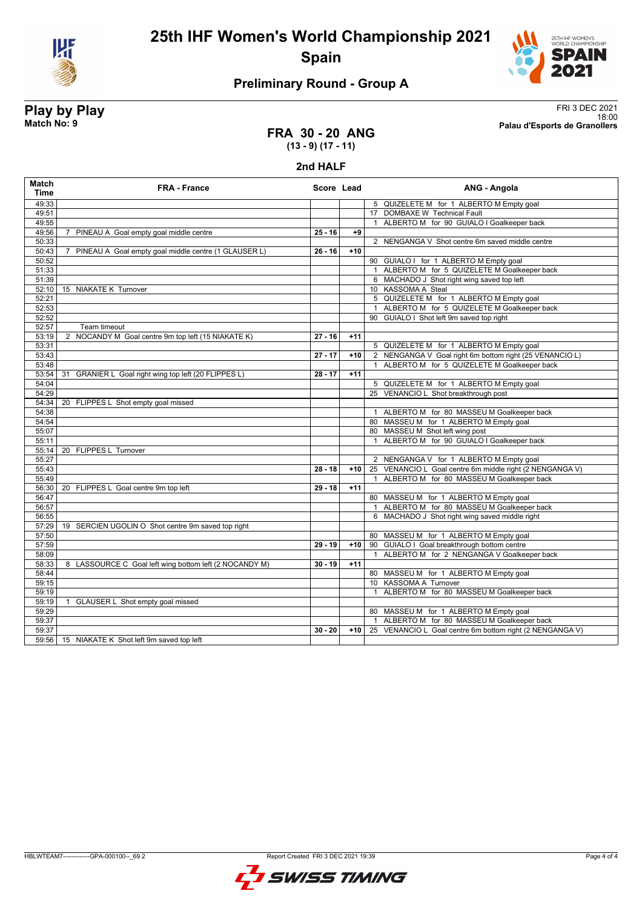# 25th IHF Women's World Championship 2021

## Spain

### Preliminary Round - Group A

**Play by Play**
**Match No: 9**

FRI 3 DEC 2021
18:00
**Palau d'Esports de Granollers**

## FRA 30 - 20 ANG
**(13 - 9) (17 - 11)**

### 2nd HALF

| Match Time | FRA - France | Score | Lead | ANG - Angola |
|---|---|---|---|---|
| 49:33 | | | | 5 QUIZELETE M for 1 ALBERTO M Empty goal |
| 49:51 | | | | 17 DOMBAXE W Technical Fault |
| 49:55 | | | | 1 ALBERTO M for 90 GUIALO I Goalkeeper back |
| 49:56 | 7 PINEAU A Goal empty goal middle centre | 25 - 16 | +9 | |
| 50:33 | | | | 2 NENGANGA V Shot centre 6m saved middle centre |
| 50:43 | 7 PINEAU A Goal empty goal middle centre (1 GLAUSER L) | 26 - 16 | +10 | |
| 50:52 | | | | 90 GUIALO I for 1 ALBERTO M Empty goal |
| 51:33 | | | | 1 ALBERTO M for 5 QUIZELETE M Goalkeeper back |
| 51:39 | | | | 6 MACHADO J Shot right wing saved top left |
| 52:10 | 15 NIAKATE K Turnover | | | 10 KASSOMA A Steal |
| 52:21 | | | | 5 QUIZELETE M for 1 ALBERTO M Empty goal |
| 52:53 | | | | 1 ALBERTO M for 5 QUIZELETE M Goalkeeper back |
| 52:52 | | | | 90 GUIALO I Shot left 9m saved top right |
| 52:57 | Team timeout | | | |
| 53:19 | 2 NOCANDY M Goal centre 9m top left (15 NIAKATE K) | 27 - 16 | +11 | |
| 53:31 | | | | 5 QUIZELETE M for 1 ALBERTO M Empty goal |
| 53:43 | | 27 - 17 | +10 | 2 NENGANGA V Goal right 6m bottom right (25 VENANCIO L) |
| 53:48 | | | | 1 ALBERTO M for 5 QUIZELETE M Goalkeeper back |
| 53:54 | 31 GRANIER L Goal right wing top left (20 FLIPPES L) | 28 - 17 | +11 | |
| 54:04 | | | | 5 QUIZELETE M for 1 ALBERTO M Empty goal |
| 54:29 | | | | 25 VENANCIO L Shot breakthrough post |
| 54:34 | 20 FLIPPES L Shot empty goal missed | | | |
| 54:38 | | | | 1 ALBERTO M for 80 MASSEU M Goalkeeper back |
| 54:54 | | | | 80 MASSEU M for 1 ALBERTO M Empty goal |
| 55:07 | | | | 80 MASSEU M Shot left wing post |
| 55:11 | | | | 1 ALBERTO M for 90 GUIALO I Goalkeeper back |
| 55:14 | 20 FLIPPES L Turnover | | | |
| 55:27 | | | | 2 NENGANGA V for 1 ALBERTO M Empty goal |
| 55:43 | | 28 - 18 | +10 | 25 VENANCIO L Goal centre 6m middle right (2 NENGANGA V) |
| 55:49 | | | | 1 ALBERTO M for 80 MASSEU M Goalkeeper back |
| 56:30 | 20 FLIPPES L Goal centre 9m top left | 29 - 18 | +11 | |
| 56:47 | | | | 80 MASSEU M for 1 ALBERTO M Empty goal |
| 56:57 | | | | 1 ALBERTO M for 80 MASSEU M Goalkeeper back |
| 56:55 | | | | 6 MACHADO J Shot right wing saved middle right |
| 57:29 | 19 SERCIEN UGOLIN O Shot centre 9m saved top right | | | |
| 57:50 | | | | 80 MASSEU M for 1 ALBERTO M Empty goal |
| 57:59 | | 29 - 19 | +10 | 90 GUIALO I Goal breakthrough bottom centre |
| 58:09 | | | | 1 ALBERTO M for 2 NENGANGA V Goalkeeper back |
| 58:33 | 8 LASSOURCE C Goal left wing bottom left (2 NOCANDY M) | 30 - 19 | +11 | |
| 58:44 | | | | 80 MASSEU M for 1 ALBERTO M Empty goal |
| 59:15 | | | | 10 KASSOMA A Turnover |
| 59:19 | | | | 1 ALBERTO M for 80 MASSEU M Goalkeeper back |
| 59:19 | 1 GLAUSER L Shot empty goal missed | | | |
| 59:29 | | | | 80 MASSEU M for 1 ALBERTO M Empty goal |
| 59:37 | | | | 1 ALBERTO M for 80 MASSEU M Goalkeeper back |
| 59:37 | | 30 - 20 | +10 | 25 VENANCIO L Goal centre 6m bottom right (2 NENGANGA V) |
| 59:56 | 15 NIAKATE K Shot left 9m saved top left | | | |

HBLWTEAM7--------------GPA-000100--_69 2 Report Created FRI 3 DEC 2021 19:39